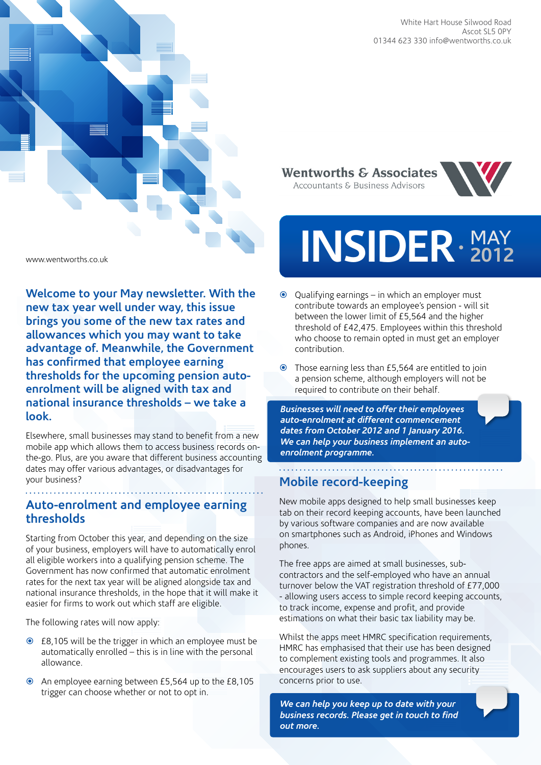White Hart House Silwood Road
Ascot SL5 0PY
01344 623 330 info@wentworths.co.uk

Wentworths & Associates
Accountants & Business Advisors

# INSIDER · MAY 2012

www.wentworths.co.uk

**Welcome to your May newsletter. With the new tax year well under way, this issue brings you some of the new tax rates and allowances which you may want to take advantage of. Meanwhile, the Government has confirmed that employee earning thresholds for the upcoming pension auto-enrolment will be aligned with tax and national insurance thresholds – we take a look.**

Elsewhere, small businesses may stand to benefit from a new mobile app which allows them to access business records on-the-go. Plus, are you aware that different business accounting dates may offer various advantages, or disadvantages for your business?

## Auto-enrolment and employee earning thresholds

Starting from October this year, and depending on the size of your business, employers will have to automatically enrol all eligible workers into a qualifying pension scheme. The Government has now confirmed that automatic enrolment rates for the next tax year will be aligned alongside tax and national insurance thresholds, in the hope that it will make it easier for firms to work out which staff are eligible.

The following rates will now apply:

- £8,105 will be the trigger in which an employee must be automatically enrolled – this is in line with the personal allowance.
- An employee earning between £5,564 up to the £8,105 trigger can choose whether or not to opt in.
- Qualifying earnings – in which an employer must contribute towards an employee's pension - will sit between the lower limit of £5,564 and the higher threshold of £42,475. Employees within this threshold who choose to remain opted in must get an employer contribution.
- Those earning less than £5,564 are entitled to join a pension scheme, although employers will not be required to contribute on their behalf.

***Businesses will need to offer their employees auto-enrolment at different commencement dates from October 2012 and 1 January 2016. We can help your business implement an auto-enrolment programme.***

## Mobile record-keeping

New mobile apps designed to help small businesses keep tab on their record keeping accounts, have been launched by various software companies and are now available on smartphones such as Android, iPhones and Windows phones.

The free apps are aimed at small businesses, sub-contractors and the self-employed who have an annual turnover below the VAT registration threshold of £77,000 - allowing users access to simple record keeping accounts, to track income, expense and profit, and provide estimations on what their basic tax liability may be.

Whilst the apps meet HMRC specification requirements, HMRC has emphasised that their use has been designed to complement existing tools and programmes. It also encourages users to ask suppliers about any security concerns prior to use.

***We can help you keep up to date with your business records. Please get in touch to find out more.***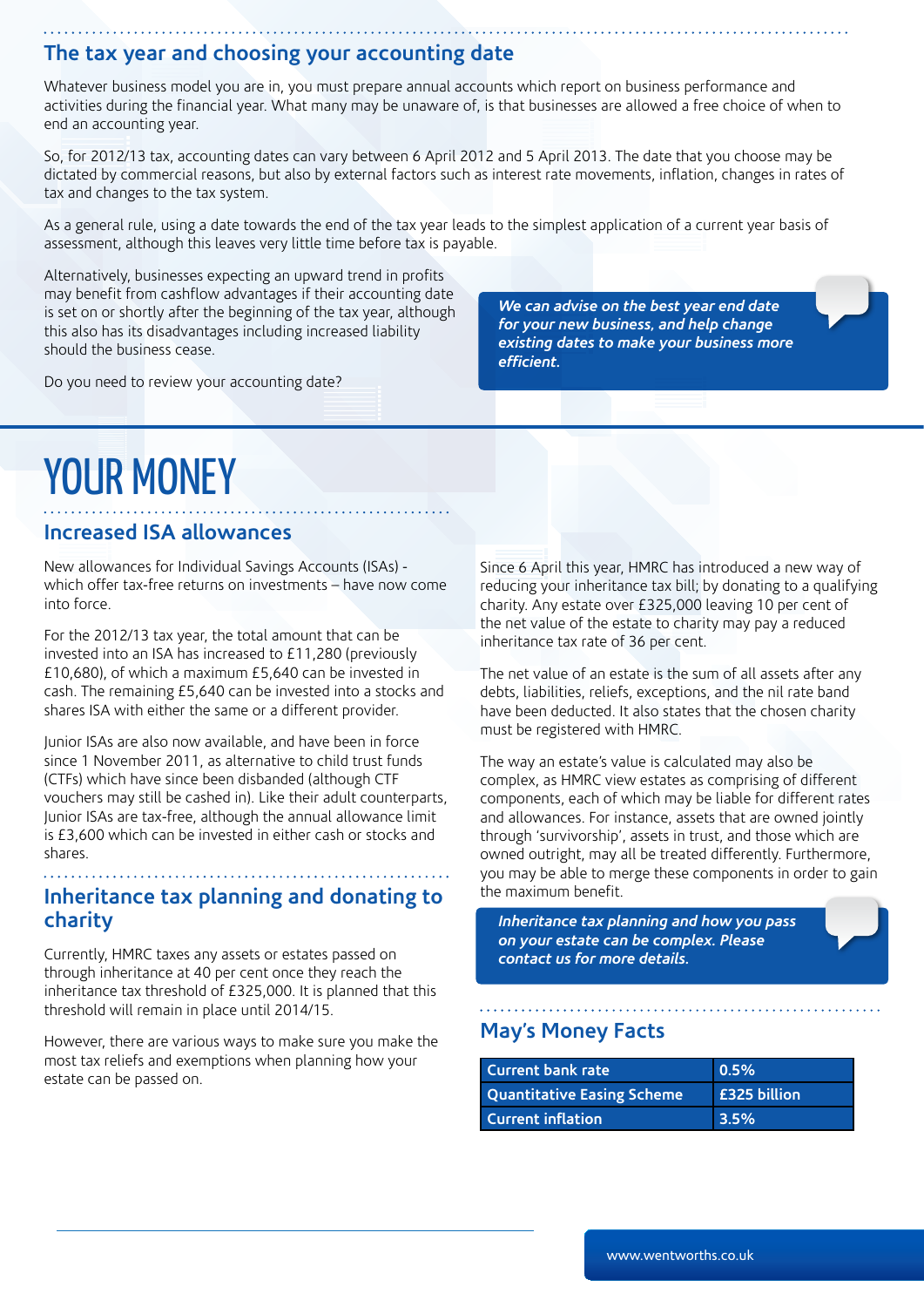## The tax year and choosing your accounting date

Whatever business model you are in, you must prepare annual accounts which report on business performance and activities during the financial year. What many may be unaware of, is that businesses are allowed a free choice of when to end an accounting year.

So, for 2012/13 tax, accounting dates can vary between 6 April 2012 and 5 April 2013. The date that you choose may be dictated by commercial reasons, but also by external factors such as interest rate movements, inflation, changes in rates of tax and changes to the tax system.

As a general rule, using a date towards the end of the tax year leads to the simplest application of a current year basis of assessment, although this leaves very little time before tax is payable.

Alternatively, businesses expecting an upward trend in profits may benefit from cashflow advantages if their accounting date is set on or shortly after the beginning of the tax year, although this also has its disadvantages including increased liability should the business cease.

Do you need to review your accounting date?

***We can advise on the best year end date for your new business, and help change existing dates to make your business more efficient.***

# YOUR MONEY

## Increased ISA allowances

New allowances for Individual Savings Accounts (ISAs) - which offer tax-free returns on investments – have now come into force.

For the 2012/13 tax year, the total amount that can be invested into an ISA has increased to £11,280 (previously £10,680), of which a maximum £5,640 can be invested in cash. The remaining £5,640 can be invested into a stocks and shares ISA with either the same or a different provider.

Junior ISAs are also now available, and have been in force since 1 November 2011, as alternative to child trust funds (CTFs) which have since been disbanded (although CTF vouchers may still be cashed in). Like their adult counterparts, Junior ISAs are tax-free, although the annual allowance limit is £3,600 which can be invested in either cash or stocks and shares.

## Inheritance tax planning and donating to charity

Currently, HMRC taxes any assets or estates passed on through inheritance at 40 per cent once they reach the inheritance tax threshold of £325,000. It is planned that this threshold will remain in place until 2014/15.

However, there are various ways to make sure you make the most tax reliefs and exemptions when planning how your estate can be passed on.

Since 6 April this year, HMRC has introduced a new way of reducing your inheritance tax bill; by donating to a qualifying charity. Any estate over £325,000 leaving 10 per cent of the net value of the estate to charity may pay a reduced inheritance tax rate of 36 per cent.

The net value of an estate is the sum of all assets after any debts, liabilities, reliefs, exceptions, and the nil rate band have been deducted. It also states that the chosen charity must be registered with HMRC.

The way an estate's value is calculated may also be complex, as HMRC view estates as comprising of different components, each of which may be liable for different rates and allowances. For instance, assets that are owned jointly through 'survivorship', assets in trust, and those which are owned outright, may all be treated differently. Furthermore, you may be able to merge these components in order to gain the maximum benefit.

***Inheritance tax planning and how you pass on your estate can be complex. Please contact us for more details.***

## May's Money Facts

| | |
|---|---|
| Current bank rate | 0.5% |
| Quantitative Easing Scheme | £325 billion |
| Current inflation | 3.5% |

www.wentworths.co.uk